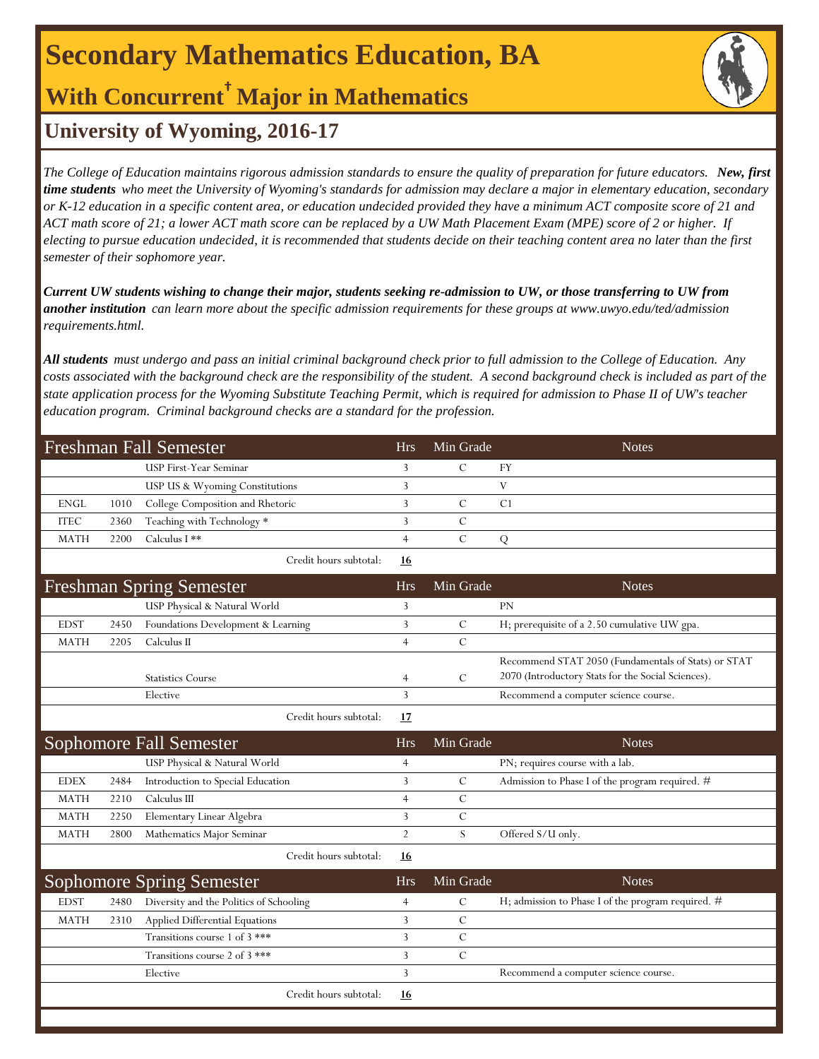# Secondary Mathematics Education, BA

## With Concurrent† Major in Mathematics

## University of Wyoming, 2016-17

*The College of Education maintains rigorous admission standards to ensure the quality of preparation for future educators.* ***New, first time students*** *who meet the University of Wyoming's standards for admission may declare a major in elementary education, secondary or K-12 education in a specific content area, or education undecided provided they have a minimum ACT composite score of 21 and ACT math score of 21; a lower ACT math score can be replaced by a UW Math Placement Exam (MPE) score of 2 or higher. If electing to pursue education undecided, it is recommended that students decide on their teaching content area no later than the first semester of their sophomore year.*

***Current UW students wishing to change their major, students seeking re-admission to UW, or those transferring to UW from another institution*** *can learn more about the specific admission requirements for these groups at www.uwyo.edu/ted/admission requirements.html.*

***All students*** *must undergo and pass an initial criminal background check prior to full admission to the College of Education. Any costs associated with the background check are the responsibility of the student. A second background check is included as part of the state application process for the Wyoming Substitute Teaching Permit, which is required for admission to Phase II of UW's teacher education program. Criminal background checks are a standard for the profession.*

| Freshman Fall Semester | | | Hrs | Min Grade | Notes |
|---|---|---|---|---|---|
| | | USP First-Year Seminar | 3 | C | FY |
| | | USP US & Wyoming Constitutions | 3 | | V |
| ENGL | 1010 | College Composition and Rhetoric | 3 | C | C1 |
| ITEC | 2360 | Teaching with Technology * | 3 | C | |
| MATH | 2200 | Calculus I ** | 4 | C | Q |
| | | Credit hours subtotal: | **16** | | |

| Freshman Spring Semester | | | Hrs | Min Grade | Notes |
|---|---|---|---|---|---|
| | | USP Physical & Natural World | 3 | | PN |
| EDST | 2450 | Foundations Development & Learning | 3 | C | H; prerequisite of a 2.50 cumulative UW gpa. |
| MATH | 2205 | Calculus II | 4 | C | |
| | | Statistics Course | 4 | C | Recommend STAT 2050 (Fundamentals of Stats) or STAT 2070 (Introductory Stats for the Social Sciences). |
| | | Elective | 3 | | Recommend a computer science course. |
| | | Credit hours subtotal: | **17** | | |

| Sophomore Fall Semester | | | Hrs | Min Grade | Notes |
|---|---|---|---|---|---|
| | | USP Physical & Natural World | 4 | | PN; requires course with a lab. |
| EDEX | 2484 | Introduction to Special Education | 3 | C | Admission to Phase I of the program required. # |
| MATH | 2210 | Calculus III | 4 | C | |
| MATH | 2250 | Elementary Linear Algebra | 3 | C | |
| MATH | 2800 | Mathematics Major Seminar | 2 | S | Offered S/U only. |
| | | Credit hours subtotal: | **16** | | |

| Sophomore Spring Semester | | | Hrs | Min Grade | Notes |
|---|---|---|---|---|---|
| EDST | 2480 | Diversity and the Politics of Schooling | 4 | C | H; admission to Phase I of the program required. # |
| MATH | 2310 | Applied Differential Equations | 3 | C | |
| | | Transitions course 1 of 3 *** | 3 | C | |
| | | Transitions course 2 of 3 *** | 3 | C | |
| | | Elective | 3 | | Recommend a computer science course. |
| | | Credit hours subtotal: | **16** | | |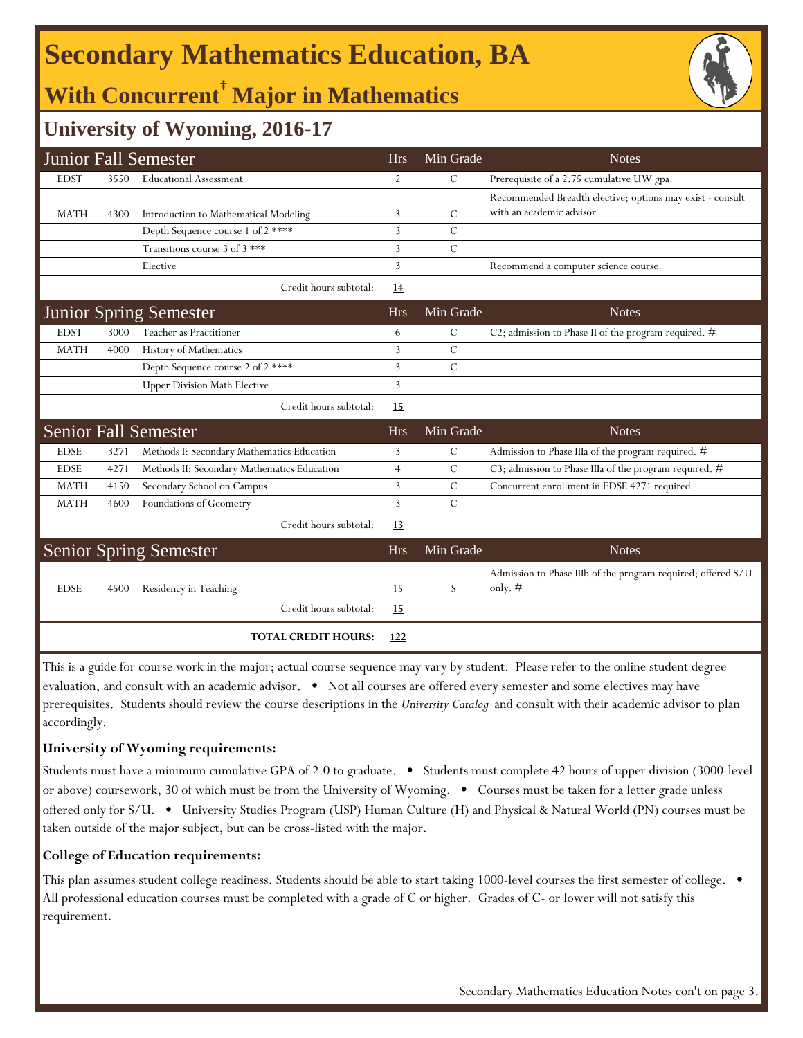# Secondary Mathematics Education, BA

## With Concurrent† Major in Mathematics

### University of Wyoming, 2016-17

| Junior Fall Semester | | | Hrs | Min Grade | Notes |
|---|---|---|---|---|---|
| EDST | 3550 | Educational Assessment | 2 | C | Prerequisite of a 2.75 cumulative UW gpa. |
| MATH | 4300 | Introduction to Mathematical Modeling | 3 | C | Recommended Breadth elective; options may exist - consult with an academic advisor |
| | | Depth Sequence course 1 of 2 **** | 3 | C | |
| | | Transitions course 3 of 3 *** | 3 | C | |
| | | Elective | 3 | | Recommend a computer science course. |
| | | Credit hours subtotal: | **14** | | |

| Junior Spring Semester | | | Hrs | Min Grade | Notes |
|---|---|---|---|---|---|
| EDST | 3000 | Teacher as Practitioner | 6 | C | C2; admission to Phase II of the program required. # |
| MATH | 4000 | History of Mathematics | 3 | C | |
| | | Depth Sequence course 2 of 2 **** | 3 | C | |
| | | Upper Division Math Elective | 3 | | |
| | | Credit hours subtotal: | **15** | | |

| Senior Fall Semester | | | Hrs | Min Grade | Notes |
|---|---|---|---|---|---|
| EDSE | 3271 | Methods I: Secondary Mathematics Education | 3 | C | Admission to Phase IIIa of the program required. # |
| EDSE | 4271 | Methods II: Secondary Mathematics Education | 4 | C | C3; admission to Phase IIIa of the program required. # |
| MATH | 4150 | Secondary School on Campus | 3 | C | Concurrent enrollment in EDSE 4271 required. |
| MATH | 4600 | Foundations of Geometry | 3 | C | |
| | | Credit hours subtotal: | **13** | | |

| Senior Spring Semester | | | Hrs | Min Grade | Notes |
|---|---|---|---|---|---|
| EDSE | 4500 | Residency in Teaching | 15 | S | Admission to Phase IIIb of the program required; offered S/U only. # |
| | | Credit hours subtotal: | **15** | | |
| | | **TOTAL CREDIT HOURS:** | **122** | | |

This is a guide for course work in the major; actual course sequence may vary by student. Please refer to the online student degree evaluation, and consult with an academic advisor. • Not all courses are offered every semester and some electives may have prerequisites. Students should review the course descriptions in the *University Catalog* and consult with their academic advisor to plan accordingly.

**University of Wyoming requirements:**

Students must have a minimum cumulative GPA of 2.0 to graduate. • Students must complete 42 hours of upper division (3000-level or above) coursework, 30 of which must be from the University of Wyoming. • Courses must be taken for a letter grade unless offered only for S/U. • University Studies Program (USP) Human Culture (H) and Physical & Natural World (PN) courses must be taken outside of the major subject, but can be cross-listed with the major.

**College of Education requirements:**

This plan assumes student college readiness. Students should be able to start taking 1000-level courses the first semester of college. • All professional education courses must be completed with a grade of C or higher. Grades of C- or lower will not satisfy this requirement.

Secondary Mathematics Education Notes con't on page 3.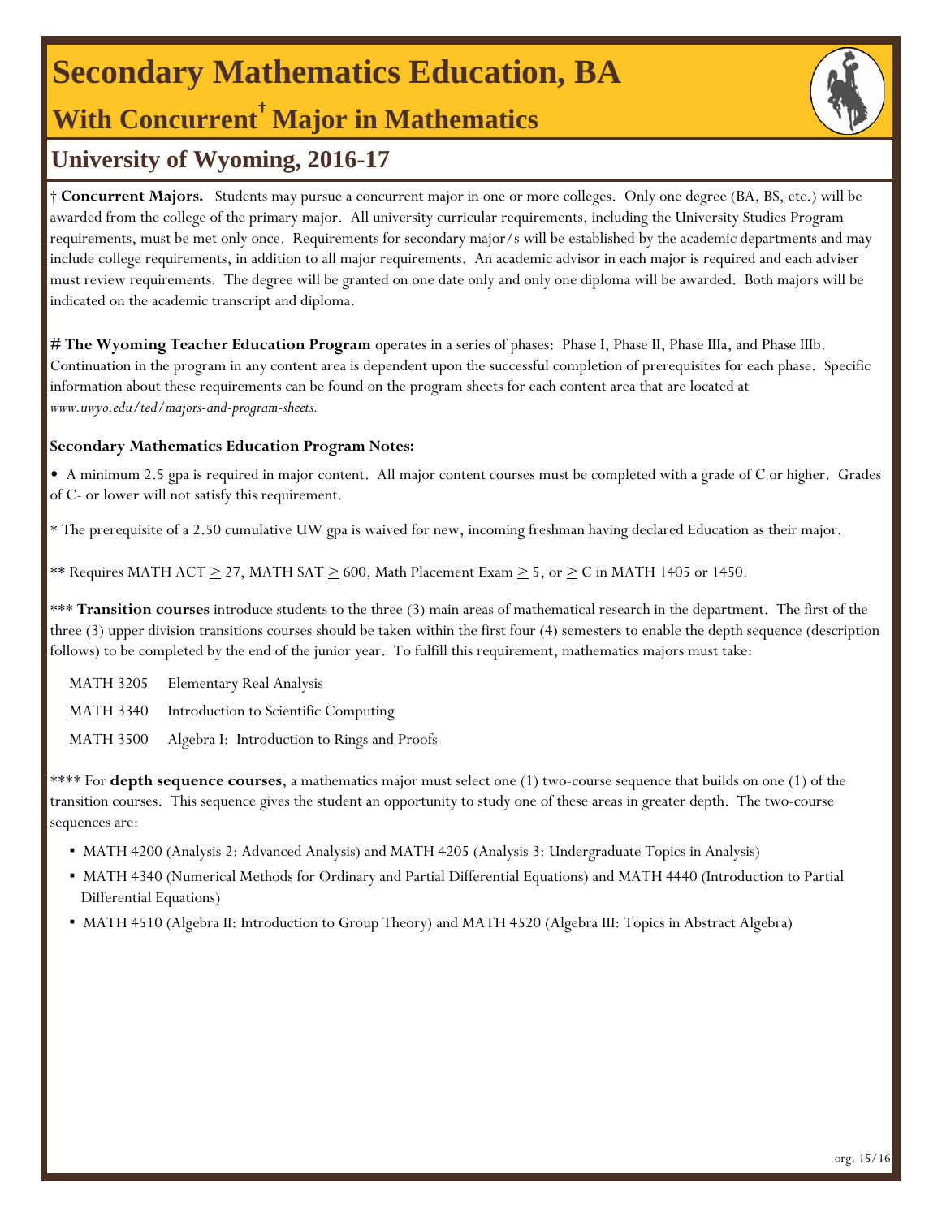# Secondary Mathematics Education, BA

## With Concurrent† Major in Mathematics

## University of Wyoming, 2016-17

† **Concurrent Majors.** Students may pursue a concurrent major in one or more colleges. Only one degree (BA, BS, etc.) will be awarded from the college of the primary major. All university curricular requirements, including the University Studies Program requirements, must be met only once. Requirements for secondary major/s will be established by the academic departments and may include college requirements, in addition to all major requirements. An academic advisor in each major is required and each adviser must review requirements. The degree will be granted on one date only and only one diploma will be awarded. Both majors will be indicated on the academic transcript and diploma.

# **The Wyoming Teacher Education Program** operates in a series of phases: Phase I, Phase II, Phase IIIa, and Phase IIIb. Continuation in the program in any content area is dependent upon the successful completion of prerequisites for each phase. Specific information about these requirements can be found on the program sheets for each content area that are located at *www.uwyo.edu/ted/majors-and-program-sheets.*

**Secondary Mathematics Education Program Notes:**

• A minimum 2.5 gpa is required in major content. All major content courses must be completed with a grade of C or higher. Grades of C- or lower will not satisfy this requirement.

* The prerequisite of a 2.50 cumulative UW gpa is waived for new, incoming freshman having declared Education as their major.

** Requires MATH ACT $\geq$ 27, MATH SAT $\geq$ 600, Math Placement Exam $\geq$ 5, or $\geq$ C in MATH 1405 or 1450.

*** **Transition courses** introduce students to the three (3) main areas of mathematical research in the department. The first of the three (3) upper division transitions courses should be taken within the first four (4) semesters to enable the depth sequence (description follows) to be completed by the end of the junior year. To fulfill this requirement, mathematics majors must take:

MATH 3205 Elementary Real Analysis

MATH 3340 Introduction to Scientific Computing

MATH 3500 Algebra I: Introduction to Rings and Proofs

**** For **depth sequence courses**, a mathematics major must select one (1) two-course sequence that builds on one (1) of the transition courses. This sequence gives the student an opportunity to study one of these areas in greater depth. The two-course sequences are:

- MATH 4200 (Analysis 2: Advanced Analysis) and MATH 4205 (Analysis 3: Undergraduate Topics in Analysis)
- MATH 4340 (Numerical Methods for Ordinary and Partial Differential Equations) and MATH 4440 (Introduction to Partial Differential Equations)
- MATH 4510 (Algebra II: Introduction to Group Theory) and MATH 4520 (Algebra III: Topics in Abstract Algebra)

org. 15/16